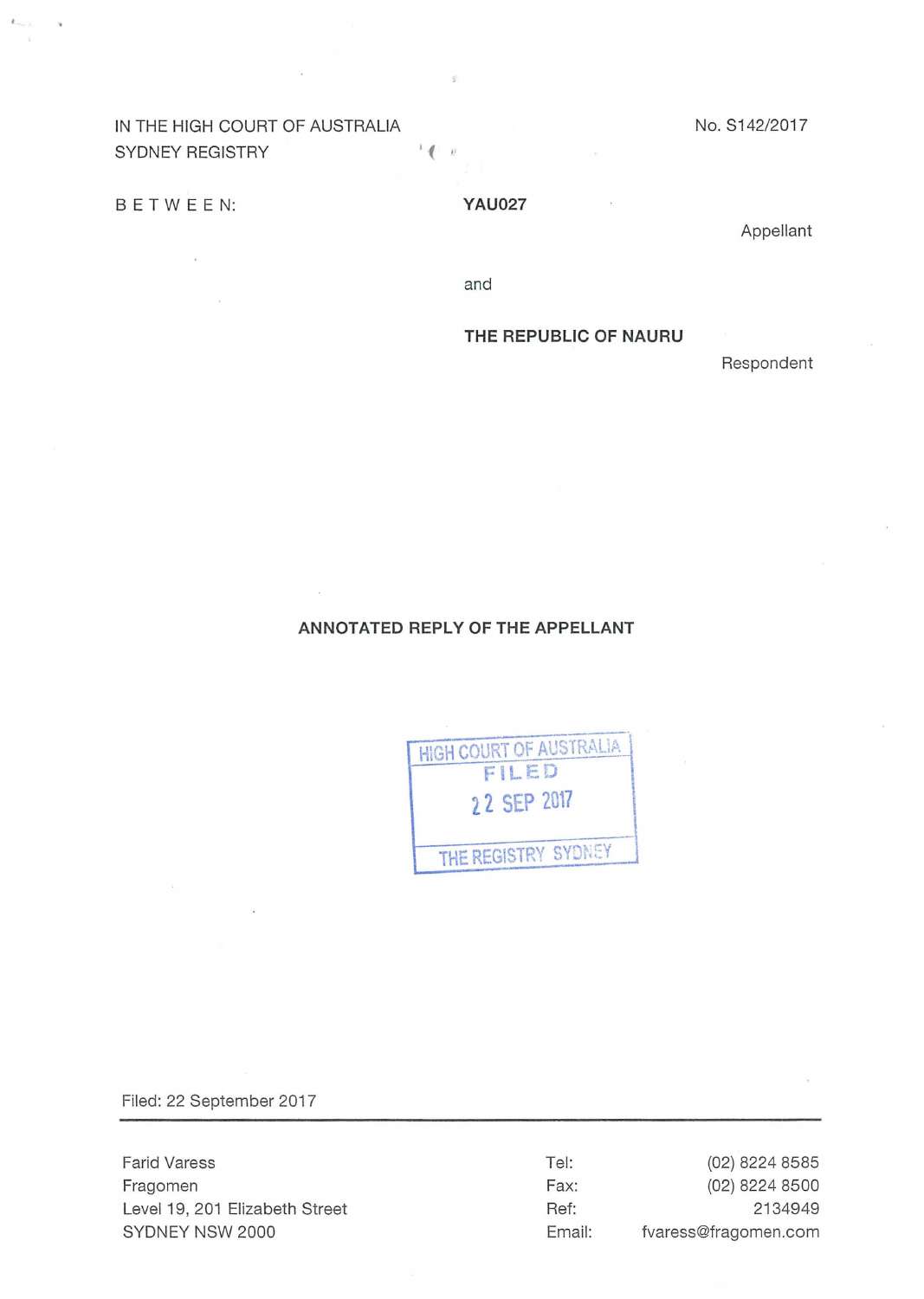IN THE HIGH COURT OF AUSTRALIA
SYDNEY REGISTRY

No. S142/2017

BETWEEN:

**YAU027**

Appellant

and

**THE REPUBLIC OF NAURU**

Respondent

## ANNOTATED REPLY OF THE APPELLANT

HIGH COURT OF AUSTRALIA
FILED
22 SEP 2017
THE REGISTRY SYDNEY

Filed: 22 September 2017

| | | |
|---|---|---|
| Farid Varess | Tel: | (02) 8224 8585 |
| Fragomen | Fax: | (02) 8224 8500 |
| Level 19, 201 Elizabeth Street | Ref: | 2134949 |
| SYDNEY NSW 2000 | Email: | fvaress@fragomen.com |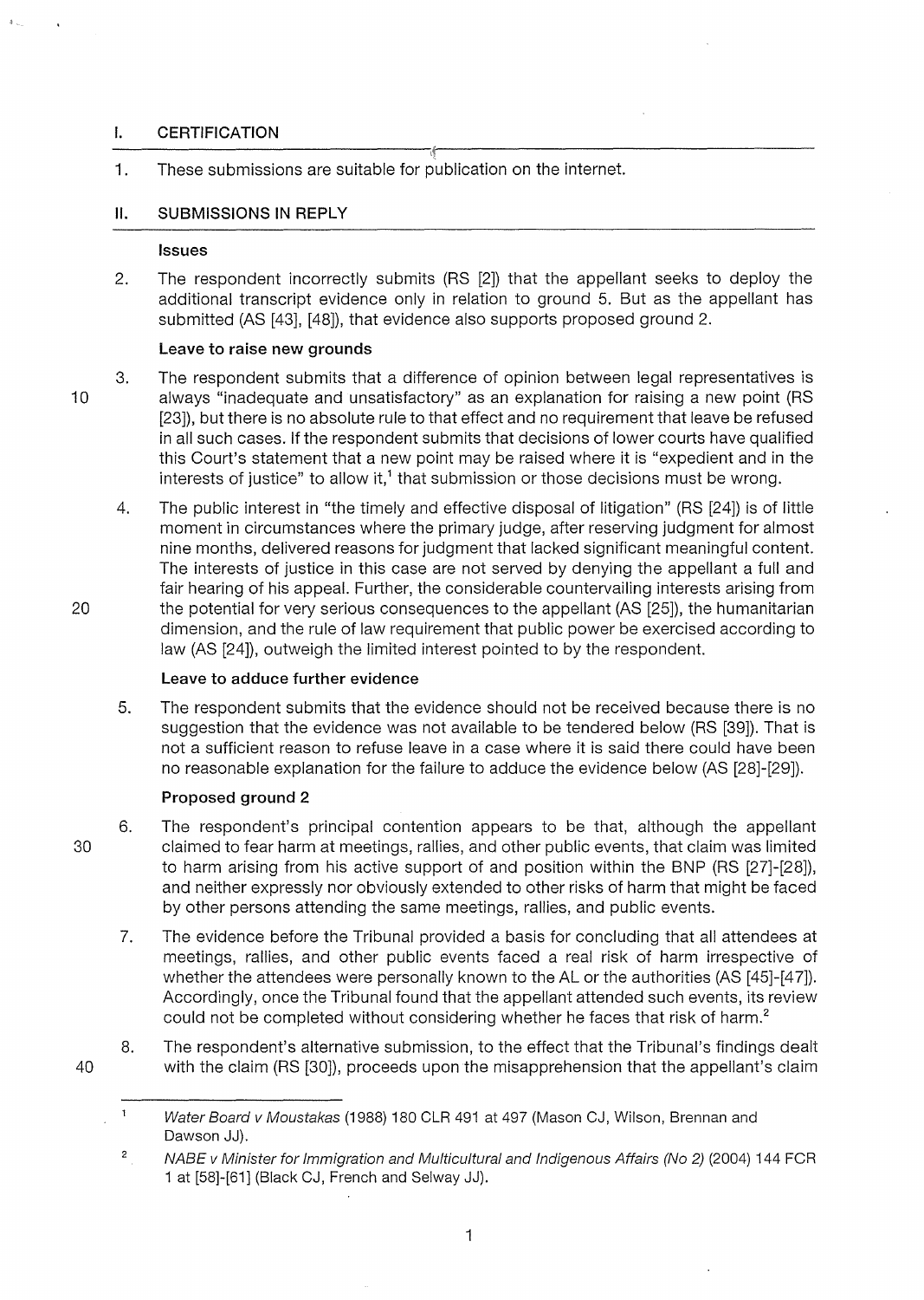## I. CERTIFICATION

1. These submissions are suitable for publication on the internet.

## II. SUBMISSIONS IN REPLY

### Issues

2. The respondent incorrectly submits (RS [2]) that the appellant seeks to deploy the additional transcript evidence only in relation to ground 5. But as the appellant has submitted (AS [43], [48]), that evidence also supports proposed ground 2.

### Leave to raise new grounds

3. The respondent submits that a difference of opinion between legal representatives is always "inadequate and unsatisfactory" as an explanation for raising a new point (RS [23]), but there is no absolute rule to that effect and no requirement that leave be refused in all such cases. If the respondent submits that decisions of lower courts have qualified this Court's statement that a new point may be raised where it is "expedient and in the interests of justice" to allow it,[1] that submission or those decisions must be wrong.

4. The public interest in "the timely and effective disposal of litigation" (RS [24]) is of little moment in circumstances where the primary judge, after reserving judgment for almost nine months, delivered reasons for judgment that lacked significant meaningful content. The interests of justice in this case are not served by denying the appellant a full and fair hearing of his appeal. Further, the considerable countervailing interests arising from the potential for very serious consequences to the appellant (AS [25]), the humanitarian dimension, and the rule of law requirement that public power be exercised according to law (AS [24]), outweigh the limited interest pointed to by the respondent.

### Leave to adduce further evidence

5. The respondent submits that the evidence should not be received because there is no suggestion that the evidence was not available to be tendered below (RS [39]). That is not a sufficient reason to refuse leave in a case where it is said there could have been no reasonable explanation for the failure to adduce the evidence below (AS [28]-[29]).

### Proposed ground 2

6. The respondent's principal contention appears to be that, although the appellant claimed to fear harm at meetings, rallies, and other public events, that claim was limited to harm arising from his active support of and position within the BNP (RS [27]-[28]), and neither expressly nor obviously extended to other risks of harm that might be faced by other persons attending the same meetings, rallies, and public events.

7. The evidence before the Tribunal provided a basis for concluding that all attendees at meetings, rallies, and other public events faced a real risk of harm irrespective of whether the attendees were personally known to the AL or the authorities (AS [45]-[47]). Accordingly, once the Tribunal found that the appellant attended such events, its review could not be completed without considering whether he faces that risk of harm.[2]

8. The respondent's alternative submission, to the effect that the Tribunal's findings dealt with the claim (RS [30]), proceeds upon the misapprehension that the appellant's claim

---

[1] *Water Board v Moustakas* (1988) 180 CLR 491 at 497 (Mason CJ, Wilson, Brennan and Dawson JJ).

[2] *NABE v Minister for Immigration and Multicultural and Indigenous Affairs (No 2)* (2004) 144 FCR 1 at [58]-[61] (Black CJ, French and Selway JJ).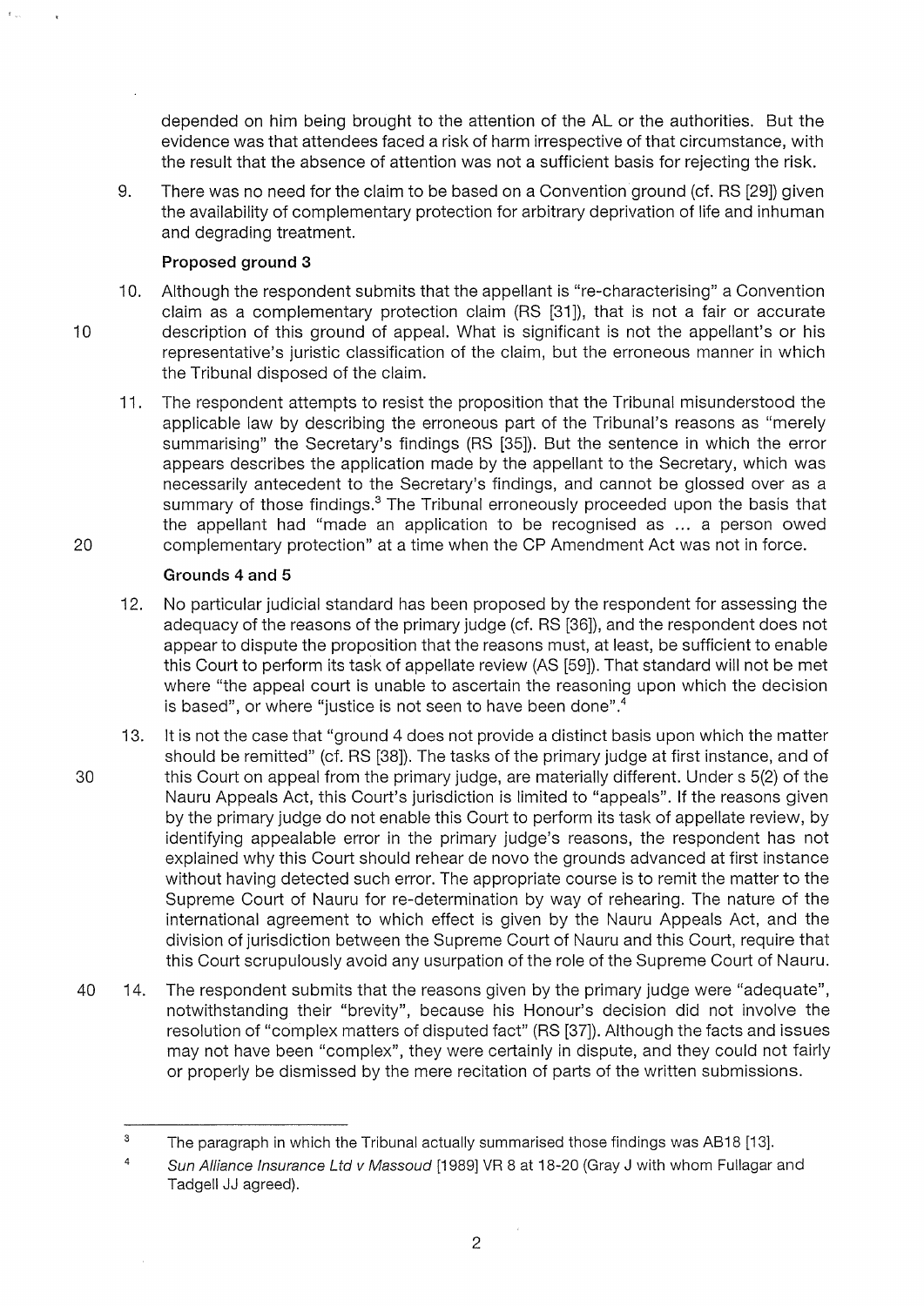depended on him being brought to the attention of the AL or the authorities. But the evidence was that attendees faced a risk of harm irrespective of that circumstance, with the result that the absence of attention was not a sufficient basis for rejecting the risk.

9. There was no need for the claim to be based on a Convention ground (cf. RS [29]) given the availability of complementary protection for arbitrary deprivation of life and inhuman and degrading treatment.

**Proposed ground 3**

10. Although the respondent submits that the appellant is "re-characterising" a Convention claim as a complementary protection claim (RS [31]), that is not a fair or accurate description of this ground of appeal. What is significant is not the appellant's or his representative's juristic classification of the claim, but the erroneous manner in which the Tribunal disposed of the claim.

11. The respondent attempts to resist the proposition that the Tribunal misunderstood the applicable law by describing the erroneous part of the Tribunal's reasons as "merely summarising" the Secretary's findings (RS [35]). But the sentence in which the error appears describes the application made by the appellant to the Secretary, which was necessarily antecedent to the Secretary's findings, and cannot be glossed over as a summary of those findings.[3] The Tribunal erroneously proceeded upon the basis that the appellant had "made an application to be recognised as ... a person owed complementary protection" at a time when the CP Amendment Act was not in force.

**Grounds 4 and 5**

12. No particular judicial standard has been proposed by the respondent for assessing the adequacy of the reasons of the primary judge (cf. RS [36]), and the respondent does not appear to dispute the proposition that the reasons must, at least, be sufficient to enable this Court to perform its task of appellate review (AS [59]). That standard will not be met where "the appeal court is unable to ascertain the reasoning upon which the decision is based", or where "justice is not seen to have been done".[4]

13. It is not the case that "ground 4 does not provide a distinct basis upon which the matter should be remitted" (cf. RS [38]). The tasks of the primary judge at first instance, and of this Court on appeal from the primary judge, are materially different. Under s 5(2) of the Nauru Appeals Act, this Court's jurisdiction is limited to "appeals". If the reasons given by the primary judge do not enable this Court to perform its task of appellate review, by identifying appealable error in the primary judge's reasons, the respondent has not explained why this Court should rehear de novo the grounds advanced at first instance without having detected such error. The appropriate course is to remit the matter to the Supreme Court of Nauru for re-determination by way of rehearing. The nature of the international agreement to which effect is given by the Nauru Appeals Act, and the division of jurisdiction between the Supreme Court of Nauru and this Court, require that this Court scrupulously avoid any usurpation of the role of the Supreme Court of Nauru.

14. The respondent submits that the reasons given by the primary judge were "adequate", notwithstanding their "brevity", because his Honour's decision did not involve the resolution of "complex matters of disputed fact" (RS [37]). Although the facts and issues may not have been "complex", they were certainly in dispute, and they could not fairly or properly be dismissed by the mere recitation of parts of the written submissions.

---

[3] The paragraph in which the Tribunal actually summarised those findings was AB18 [13].

[4] *Sun Alliance Insurance Ltd v Massoud* [1989] VR 8 at 18-20 (Gray J with whom Fullagar and Tadgell JJ agreed).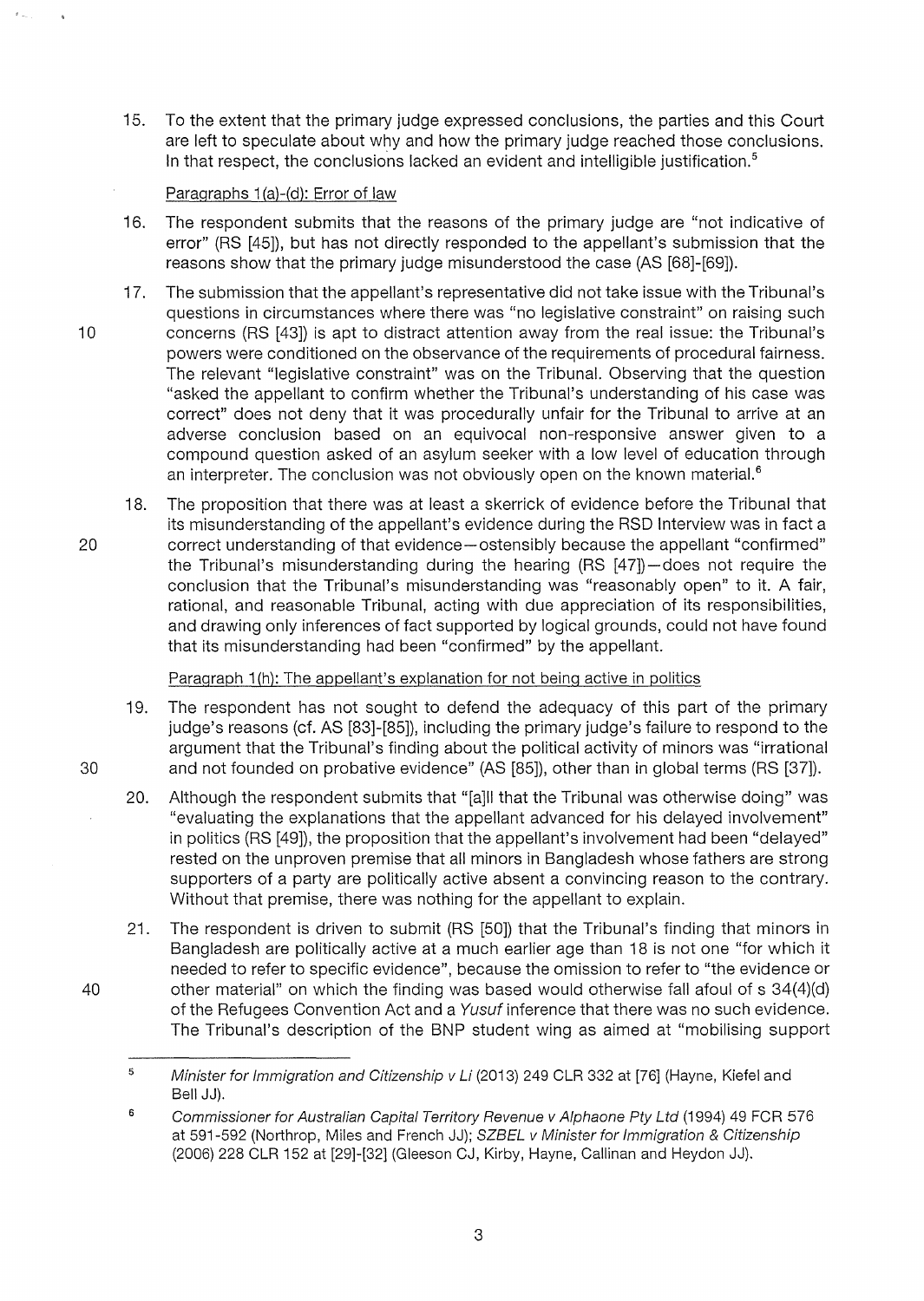15. To the extent that the primary judge expressed conclusions, the parties and this Court are left to speculate about why and how the primary judge reached those conclusions. In that respect, the conclusions lacked an evident and intelligible justification.[5]

Paragraphs 1(a)-(d): Error of law

16. The respondent submits that the reasons of the primary judge are "not indicative of error" (RS [45]), but has not directly responded to the appellant's submission that the reasons show that the primary judge misunderstood the case (AS [68]-[69]).

17. The submission that the appellant's representative did not take issue with the Tribunal's questions in circumstances where there was "no legislative constraint" on raising such concerns (RS [43]) is apt to distract attention away from the real issue: the Tribunal's powers were conditioned on the observance of the requirements of procedural fairness. The relevant "legislative constraint" was on the Tribunal. Observing that the question "asked the appellant to confirm whether the Tribunal's understanding of his case was correct" does not deny that it was procedurally unfair for the Tribunal to arrive at an adverse conclusion based on an equivocal non-responsive answer given to a compound question asked of an asylum seeker with a low level of education through an interpreter. The conclusion was not obviously open on the known material.[6]

18. The proposition that there was at least a skerrick of evidence before the Tribunal that its misunderstanding of the appellant's evidence during the RSD Interview was in fact a correct understanding of that evidence—ostensibly because the appellant "confirmed" the Tribunal's misunderstanding during the hearing (RS [47])—does not require the conclusion that the Tribunal's misunderstanding was "reasonably open" to it. A fair, rational, and reasonable Tribunal, acting with due appreciation of its responsibilities, and drawing only inferences of fact supported by logical grounds, could not have found that its misunderstanding had been "confirmed" by the appellant.

Paragraph 1(h): The appellant's explanation for not being active in politics

19. The respondent has not sought to defend the adequacy of this part of the primary judge's reasons (cf. AS [83]-[85]), including the primary judge's failure to respond to the argument that the Tribunal's finding about the political activity of minors was "irrational and not founded on probative evidence" (AS [85]), other than in global terms (RS [37]).

20. Although the respondent submits that "[a]ll that the Tribunal was otherwise doing" was "evaluating the explanations that the appellant advanced for his delayed involvement" in politics (RS [49]), the proposition that the appellant's involvement had been "delayed" rested on the unproven premise that all minors in Bangladesh whose fathers are strong supporters of a party are politically active absent a convincing reason to the contrary. Without that premise, there was nothing for the appellant to explain.

21. The respondent is driven to submit (RS [50]) that the Tribunal's finding that minors in Bangladesh are politically active at a much earlier age than 18 is not one "for which it needed to refer to specific evidence", because the omission to refer to "the evidence or other material" on which the finding was based would otherwise fall afoul of s 34(4)(d) of the Refugees Convention Act and a *Yusuf* inference that there was no such evidence. The Tribunal's description of the BNP student wing as aimed at "mobilising support

---

[5] *Minister for Immigration and Citizenship v Li* (2013) 249 CLR 332 at [76] (Hayne, Kiefel and Bell JJ).

[6] *Commissioner for Australian Capital Territory Revenue v Alphaone Pty Ltd* (1994) 49 FCR 576 at 591-592 (Northrop, Miles and French JJ); *SZBEL v Minister for Immigration & Citizenship* (2006) 228 CLR 152 at [29]-[32] (Gleeson CJ, Kirby, Hayne, Callinan and Heydon JJ).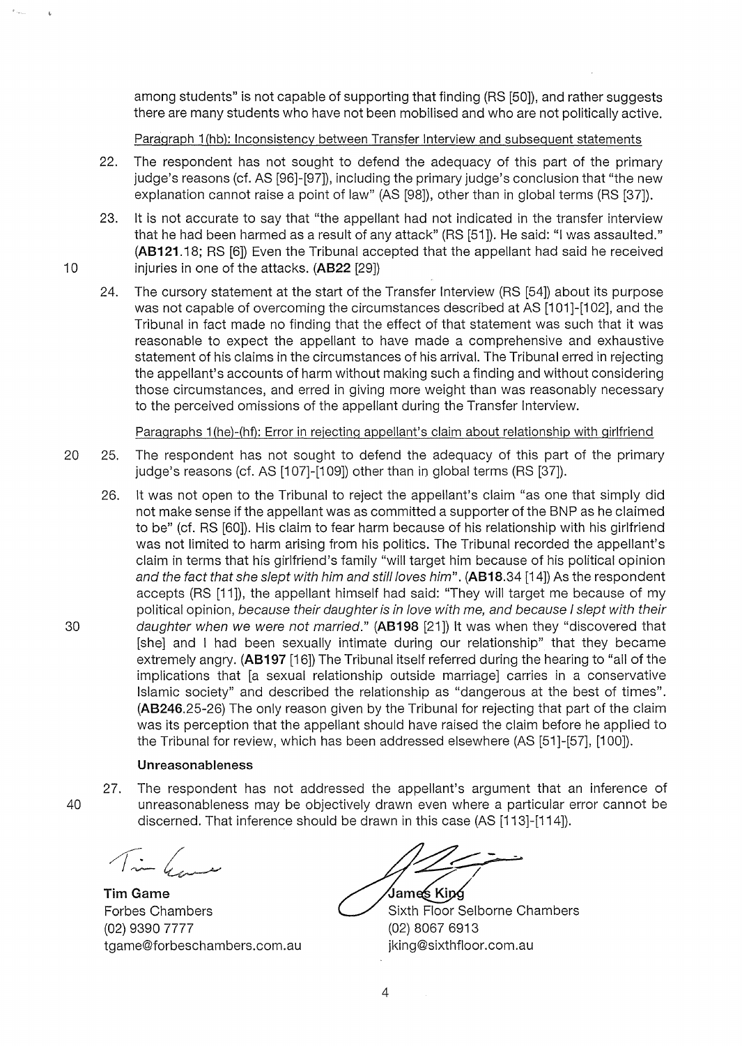among students" is not capable of supporting that finding (RS [50]), and rather suggests there are many students who have not been mobilised and who are not politically active.

Paragraph 1(hb): Inconsistency between Transfer Interview and subsequent statements

22. The respondent has not sought to defend the adequacy of this part of the primary judge's reasons (cf. AS [96]-[97]), including the primary judge's conclusion that "the new explanation cannot raise a point of law" (AS [98]), other than in global terms (RS [37]).

23. It is not accurate to say that "the appellant had not indicated in the transfer interview that he had been harmed as a result of any attack" (RS [51]). He said: "I was assaulted." (**AB121**.18; RS [6]) Even the Tribunal accepted that the appellant had said he received injuries in one of the attacks. (**AB22** [29])

24. The cursory statement at the start of the Transfer Interview (RS [54]) about its purpose was not capable of overcoming the circumstances described at AS [101]-[102], and the Tribunal in fact made no finding that the effect of that statement was such that it was reasonable to expect the appellant to have made a comprehensive and exhaustive statement of his claims in the circumstances of his arrival. The Tribunal erred in rejecting the appellant's accounts of harm without making such a finding and without considering those circumstances, and erred in giving more weight than was reasonably necessary to the perceived omissions of the appellant during the Transfer Interview.

Paragraphs 1(he)-(hf): Error in rejecting appellant's claim about relationship with girlfriend

25. The respondent has not sought to defend the adequacy of this part of the primary judge's reasons (cf. AS [107]-[109]) other than in global terms (RS [37]).

26. It was not open to the Tribunal to reject the appellant's claim "as one that simply did not make sense if the appellant was as committed a supporter of the BNP as he claimed to be" (cf. RS [60]). His claim to fear harm because of his relationship with his girlfriend was not limited to harm arising from his politics. The Tribunal recorded the appellant's claim in terms that his girlfriend's family "will target him because of his political opinion *and the fact that she slept with him and still loves him*". (**AB18**.34 [14]) As the respondent accepts (RS [11]), the appellant himself had said: "They will target me because of my political opinion, *because their daughter is in love with me, and because I slept with their daughter when we were not married*." (**AB198** [21]) It was when they "discovered that [she] and I had been sexually intimate during our relationship" that they became extremely angry. (**AB197** [16]) The Tribunal itself referred during the hearing to "all of the implications that [a sexual relationship outside marriage] carries in a conservative Islamic society" and described the relationship as "dangerous at the best of times". (**AB246**.25-26) The only reason given by the Tribunal for rejecting that part of the claim was its perception that the appellant should have raised the claim before he applied to the Tribunal for review, which has been addressed elsewhere (AS [51]-[57], [100]).

**Unreasonableness**

27. The respondent has not addressed the appellant's argument that an inference of unreasonableness may be objectively drawn even where a particular error cannot be discerned. That inference should be drawn in this case (AS [113]-[114]).

**Tim Game**
Forbes Chambers
(02) 9390 7777
tgame@forbeschambers.com.au

James King
Sixth Floor Selborne Chambers
(02) 8067 6913
jking@sixthfloor.com.au